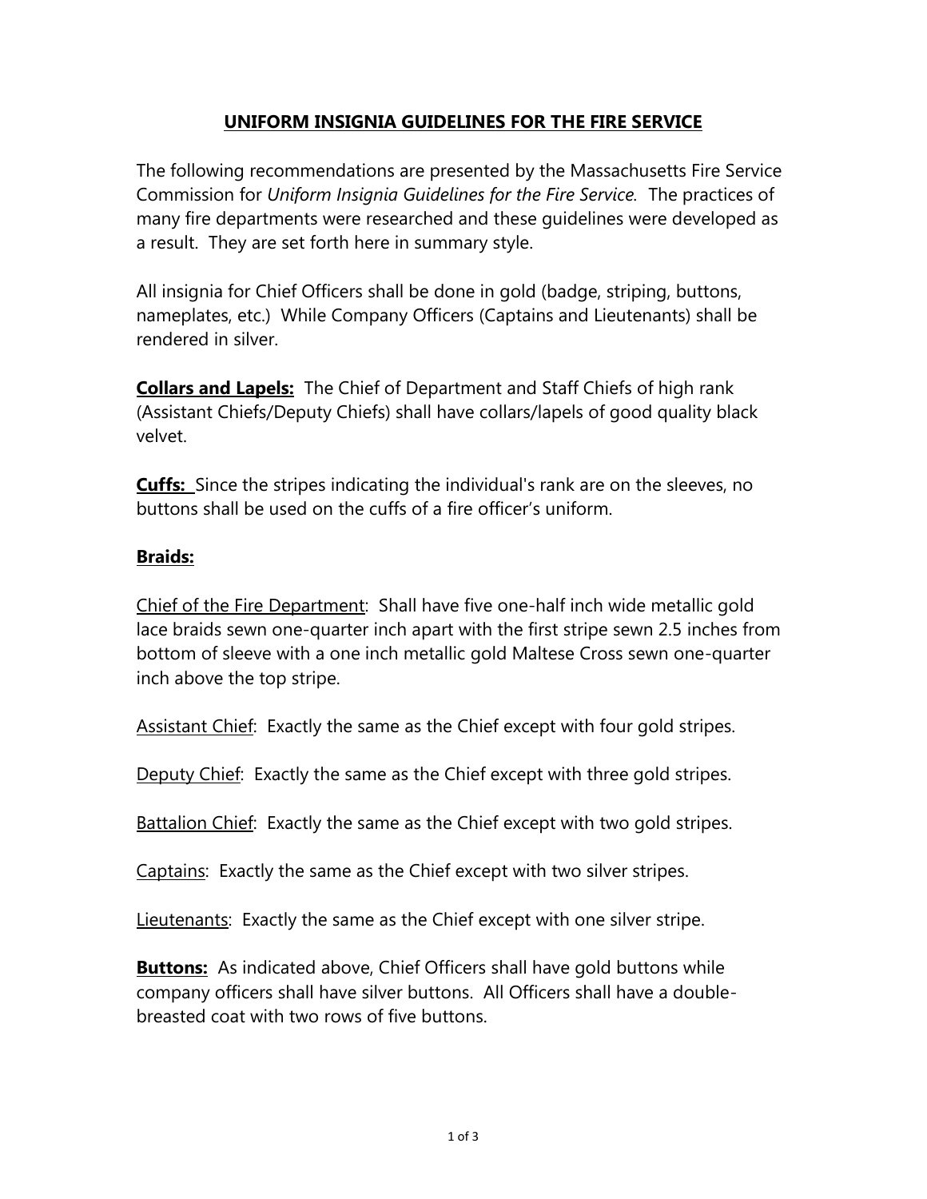# UNIFORM INSIGNIA GUIDELINES FOR THE FIRE SERVICE

The following recommendations are presented by the Massachusetts Fire Service Commission for *Uniform Insignia Guidelines for the Fire Service*. The practices of many fire departments were researched and these guidelines were developed as a result. They are set forth here in summary style.

All insignia for Chief Officers shall be done in gold (badge, striping, buttons, nameplates, etc.) While Company Officers (Captains and Lieutenants) shall be rendered in silver.

**Collars and Lapels:** The Chief of Department and Staff Chiefs of high rank (Assistant Chiefs/Deputy Chiefs) shall have collars/lapels of good quality black velvet.

**Cuffs:** Since the stripes indicating the individual's rank are on the sleeves, no buttons shall be used on the cuffs of a fire officer's uniform.

**Braids:**

Chief of the Fire Department: Shall have five one-half inch wide metallic gold lace braids sewn one-quarter inch apart with the first stripe sewn 2.5 inches from bottom of sleeve with a one inch metallic gold Maltese Cross sewn one-quarter inch above the top stripe.

Assistant Chief: Exactly the same as the Chief except with four gold stripes.

Deputy Chief: Exactly the same as the Chief except with three gold stripes.

Battalion Chief: Exactly the same as the Chief except with two gold stripes.

Captains: Exactly the same as the Chief except with two silver stripes.

Lieutenants: Exactly the same as the Chief except with one silver stripe.

**Buttons:** As indicated above, Chief Officers shall have gold buttons while company officers shall have silver buttons. All Officers shall have a double-breasted coat with two rows of five buttons.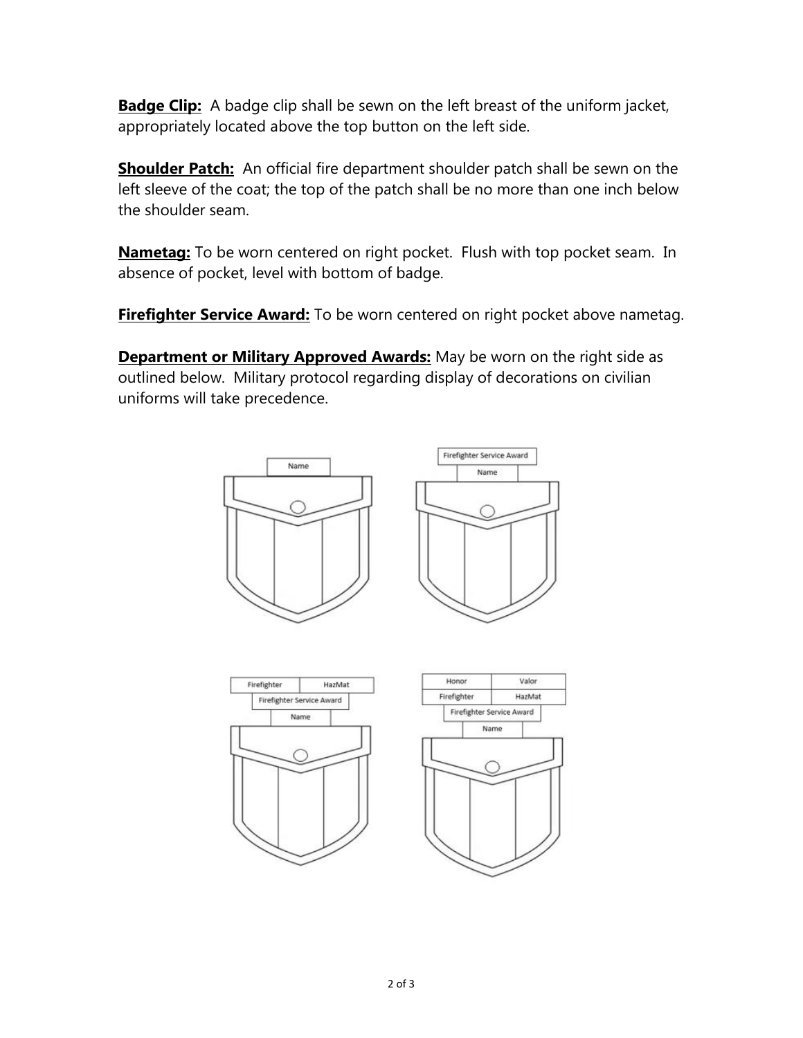**<u>Badge Clip:</u>** A badge clip shall be sewn on the left breast of the uniform jacket, appropriately located above the top button on the left side.

**<u>Shoulder Patch:</u>** An official fire department shoulder patch shall be sewn on the left sleeve of the coat; the top of the patch shall be no more than one inch below the shoulder seam.

**<u>Nametag:</u>** To be worn centered on right pocket. Flush with top pocket seam. In absence of pocket, level with bottom of badge.

**<u>Firefighter Service Award:</u>** To be worn centered on right pocket above nametag.

**<u>Department or Military Approved Awards:</u>** May be worn on the right side as outlined below. Military protocol regarding display of decorations on civilian uniforms will take precedence.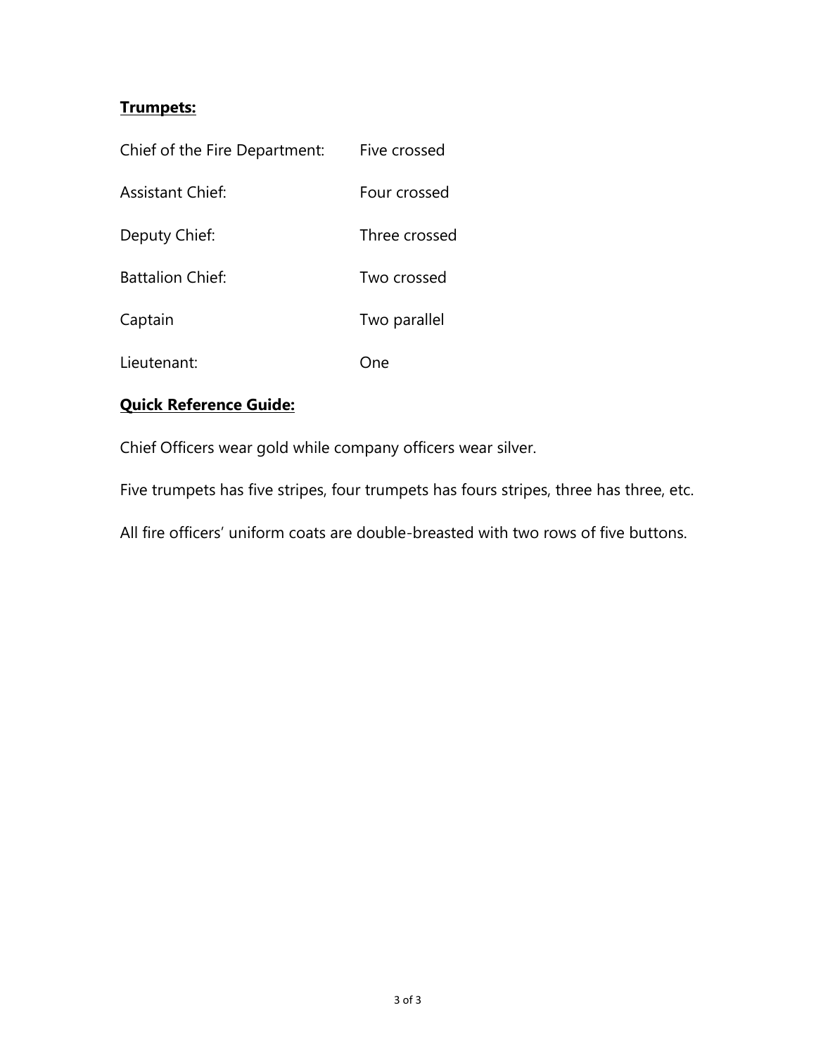**Trumpets:**

| | |
|---|---|
| Chief of the Fire Department: | Five crossed |
| Assistant Chief: | Four crossed |
| Deputy Chief: | Three crossed |
| Battalion Chief: | Two crossed |
| Captain | Two parallel |
| Lieutenant: | One |

**Quick Reference Guide:**

Chief Officers wear gold while company officers wear silver.

Five trumpets has five stripes, four trumpets has fours stripes, three has three, etc.

All fire officers' uniform coats are double-breasted with two rows of five buttons.